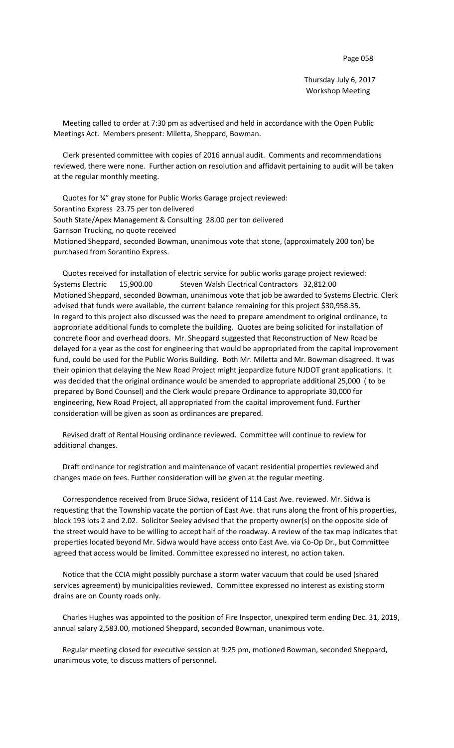Thursday July 6, 2017
Workshop Meeting

Meeting called to order at 7:30 pm as advertised and held in accordance with the Open Public Meetings Act. Members present: Miletta, Sheppard, Bowman.

Clerk presented committee with copies of 2016 annual audit. Comments and recommendations reviewed, there were none. Further action on resolution and affidavit pertaining to audit will be taken at the regular monthly meeting.

Quotes for ¾" gray stone for Public Works Garage project reviewed:
Sorantino Express 23.75 per ton delivered
South State/Apex Management & Consulting 28.00 per ton delivered
Garrison Trucking, no quote received
Motioned Sheppard, seconded Bowman, unanimous vote that stone, (approximately 200 ton) be purchased from Sorantino Express.

Quotes received for installation of electric service for public works garage project reviewed:
Systems Electric 15,900.00 Steven Walsh Electrical Contractors 32,812.00
Motioned Sheppard, seconded Bowman, unanimous vote that job be awarded to Systems Electric. Clerk advised that funds were available, the current balance remaining for this project $30,958.35.
In regard to this project also discussed was the need to prepare amendment to original ordinance, to appropriate additional funds to complete the building. Quotes are being solicited for installation of concrete floor and overhead doors. Mr. Sheppard suggested that Reconstruction of New Road be delayed for a year as the cost for engineering that would be appropriated from the capital improvement fund, could be used for the Public Works Building. Both Mr. Miletta and Mr. Bowman disagreed. It was their opinion that delaying the New Road Project might jeopardize future NJDOT grant applications. It was decided that the original ordinance would be amended to appropriate additional 25,000 ( to be prepared by Bond Counsel) and the Clerk would prepare Ordinance to appropriate 30,000 for engineering, New Road Project, all appropriated from the capital improvement fund. Further consideration will be given as soon as ordinances are prepared.

Revised draft of Rental Housing ordinance reviewed. Committee will continue to review for additional changes.

Draft ordinance for registration and maintenance of vacant residential properties reviewed and changes made on fees. Further consideration will be given at the regular meeting.

Correspondence received from Bruce Sidwa, resident of 114 East Ave. reviewed. Mr. Sidwa is requesting that the Township vacate the portion of East Ave. that runs along the front of his properties, block 193 lots 2 and 2.02. Solicitor Seeley advised that the property owner(s) on the opposite side of the street would have to be willing to accept half of the roadway. A review of the tax map indicates that properties located beyond Mr. Sidwa would have access onto East Ave. via Co-Op Dr., but Committee agreed that access would be limited. Committee expressed no interest, no action taken.

Notice that the CCIA might possibly purchase a storm water vacuum that could be used (shared services agreement) by municipalities reviewed. Committee expressed no interest as existing storm drains are on County roads only.

Charles Hughes was appointed to the position of Fire Inspector, unexpired term ending Dec. 31, 2019, annual salary 2,583.00, motioned Sheppard, seconded Bowman, unanimous vote.

Regular meeting closed for executive session at 9:25 pm, motioned Bowman, seconded Sheppard, unanimous vote, to discuss matters of personnel.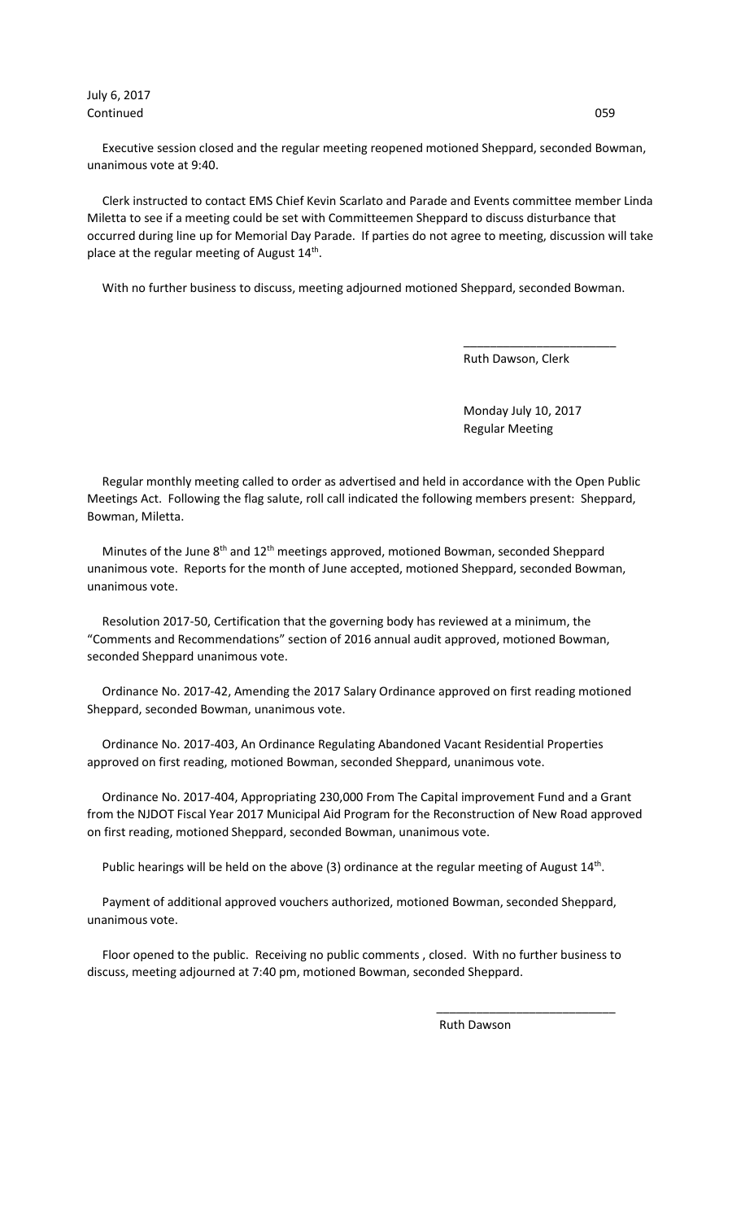July 6, 2017
Continued

Executive session closed and the regular meeting reopened motioned Sheppard, seconded Bowman, unanimous vote at 9:40.

Clerk instructed to contact EMS Chief Kevin Scarlato and Parade and Events committee member Linda Miletta to see if a meeting could be set with Committeemen Sheppard to discuss disturbance that occurred during line up for Memorial Day Parade. If parties do not agree to meeting, discussion will take place at the regular meeting of August 14th.

With no further business to discuss, meeting adjourned motioned Sheppard, seconded Bowman.

\_\_\_\_\_\_\_\_\_\_\_\_\_\_\_\_\_\_\_\_\_\_\_

Ruth Dawson, Clerk

Monday July 10, 2017
Regular Meeting

Regular monthly meeting called to order as advertised and held in accordance with the Open Public Meetings Act. Following the flag salute, roll call indicated the following members present: Sheppard, Bowman, Miletta.

Minutes of the June 8th and 12th meetings approved, motioned Bowman, seconded Sheppard unanimous vote. Reports for the month of June accepted, motioned Sheppard, seconded Bowman, unanimous vote.

Resolution 2017-50, Certification that the governing body has reviewed at a minimum, the "Comments and Recommendations" section of 2016 annual audit approved, motioned Bowman, seconded Sheppard unanimous vote.

Ordinance No. 2017-42, Amending the 2017 Salary Ordinance approved on first reading motioned Sheppard, seconded Bowman, unanimous vote.

Ordinance No. 2017-403, An Ordinance Regulating Abandoned Vacant Residential Properties approved on first reading, motioned Bowman, seconded Sheppard, unanimous vote.

Ordinance No. 2017-404, Appropriating 230,000 From The Capital improvement Fund and a Grant from the NJDOT Fiscal Year 2017 Municipal Aid Program for the Reconstruction of New Road approved on first reading, motioned Sheppard, seconded Bowman, unanimous vote.

Public hearings will be held on the above (3) ordinance at the regular meeting of August 14th.

Payment of additional approved vouchers authorized, motioned Bowman, seconded Sheppard, unanimous vote.

Floor opened to the public. Receiving no public comments , closed. With no further business to discuss, meeting adjourned at 7:40 pm, motioned Bowman, seconded Sheppard.

\_\_\_\_\_\_\_\_\_\_\_\_\_\_\_\_\_\_\_\_\_\_\_\_\_\_\_

Ruth Dawson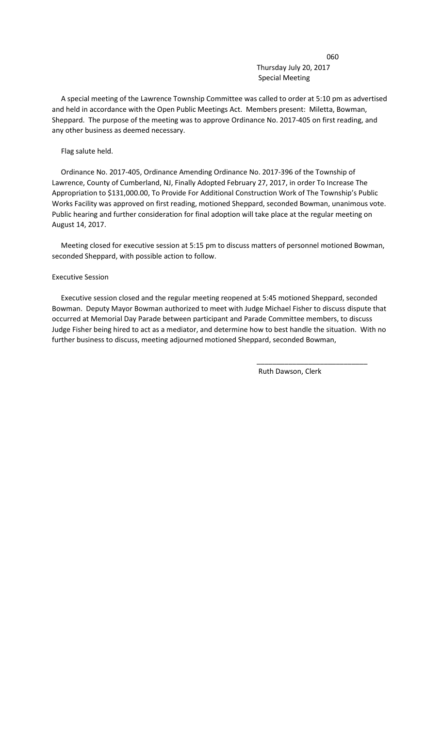Thursday July 20, 2017
Special Meeting

A special meeting of the Lawrence Township Committee was called to order at 5:10 pm as advertised and held in accordance with the Open Public Meetings Act. Members present: Miletta, Bowman, Sheppard. The purpose of the meeting was to approve Ordinance No. 2017-405 on first reading, and any other business as deemed necessary.

Flag salute held.

Ordinance No. 2017-405, Ordinance Amending Ordinance No. 2017-396 of the Township of Lawrence, County of Cumberland, NJ, Finally Adopted February 27, 2017, in order To Increase The Appropriation to $131,000.00, To Provide For Additional Construction Work of The Township's Public Works Facility was approved on first reading, motioned Sheppard, seconded Bowman, unanimous vote. Public hearing and further consideration for final adoption will take place at the regular meeting on August 14, 2017.

Meeting closed for executive session at 5:15 pm to discuss matters of personnel motioned Bowman, seconded Sheppard, with possible action to follow.

Executive Session

Executive session closed and the regular meeting reopened at 5:45 motioned Sheppard, seconded Bowman. Deputy Mayor Bowman authorized to meet with Judge Michael Fisher to discuss dispute that occurred at Memorial Day Parade between participant and Parade Committee members, to discuss Judge Fisher being hired to act as a mediator, and determine how to best handle the situation. With no further business to discuss, meeting adjourned motioned Sheppard, seconded Bowman,

\_\_\_\_\_\_\_\_\_\_\_\_\_\_\_\_\_\_\_\_\_\_\_\_\_\_\_\_

Ruth Dawson, Clerk